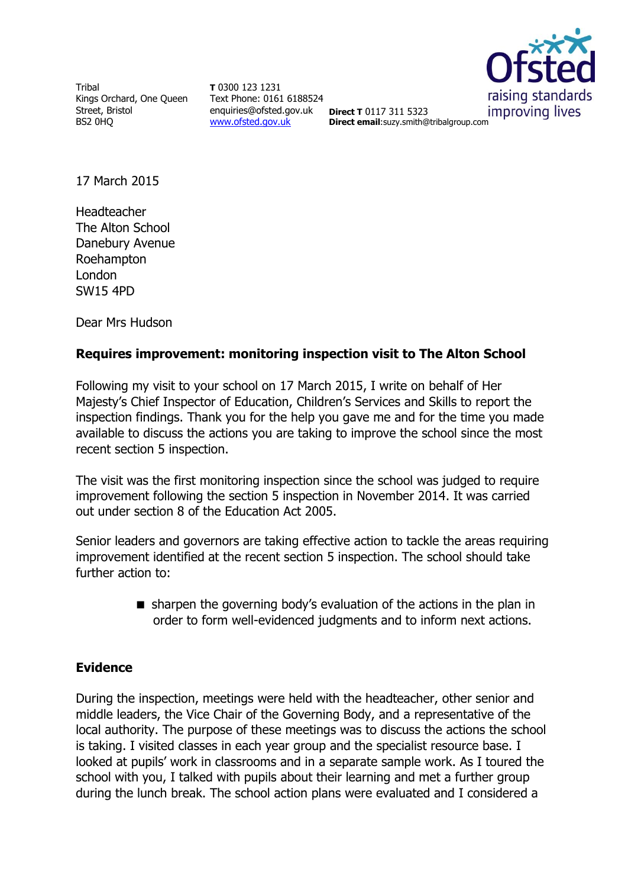Tribal
Kings Orchard, One Queen Street, Bristol
BS2 0HQ

**T** 0300 123 1231
Text Phone: 0161 6188524
enquiries@ofsted.gov.uk
www.ofsted.gov.uk

**Direct T** 0117 311 5323
**Direct email**:suzy.smith@tribalgroup.com

17 March 2015

Headteacher
The Alton School
Danebury Avenue
Roehampton
London
SW15 4PD

Dear Mrs Hudson

**Requires improvement: monitoring inspection visit to The Alton School**

Following my visit to your school on 17 March 2015, I write on behalf of Her Majesty's Chief Inspector of Education, Children's Services and Skills to report the inspection findings. Thank you for the help you gave me and for the time you made available to discuss the actions you are taking to improve the school since the most recent section 5 inspection.

The visit was the first monitoring inspection since the school was judged to require improvement following the section 5 inspection in November 2014. It was carried out under section 8 of the Education Act 2005.

Senior leaders and governors are taking effective action to tackle the areas requiring improvement identified at the recent section 5 inspection. The school should take further action to:

- sharpen the governing body's evaluation of the actions in the plan in order to form well-evidenced judgments and to inform next actions.

## Evidence

During the inspection, meetings were held with the headteacher, other senior and middle leaders, the Vice Chair of the Governing Body, and a representative of the local authority. The purpose of these meetings was to discuss the actions the school is taking. I visited classes in each year group and the specialist resource base. I looked at pupils' work in classrooms and in a separate sample work. As I toured the school with you, I talked with pupils about their learning and met a further group during the lunch break. The school action plans were evaluated and I considered a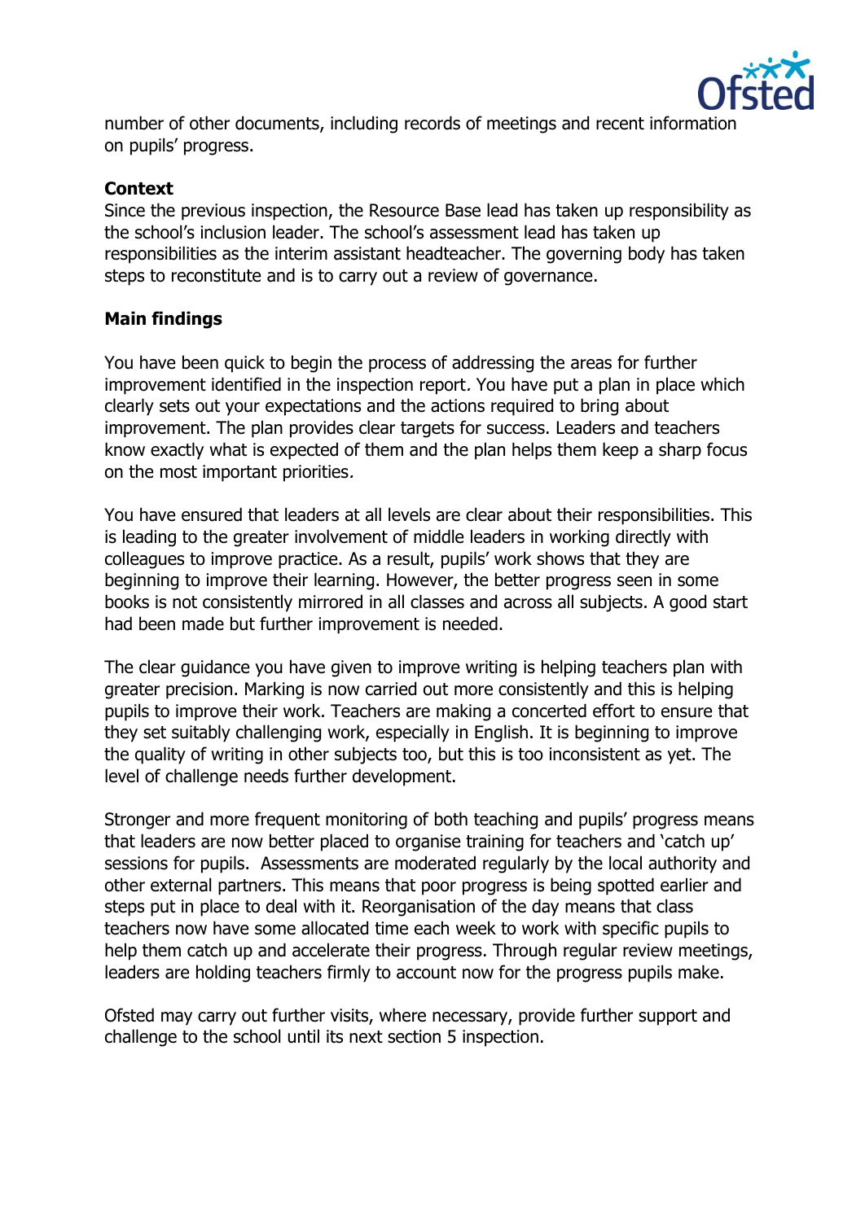number of other documents, including records of meetings and recent information on pupils' progress.

**Context**

Since the previous inspection, the Resource Base lead has taken up responsibility as the school's inclusion leader. The school's assessment lead has taken up responsibilities as the interim assistant headteacher. The governing body has taken steps to reconstitute and is to carry out a review of governance.

**Main findings**

You have been quick to begin the process of addressing the areas for further improvement identified in the inspection report. You have put a plan in place which clearly sets out your expectations and the actions required to bring about improvement. The plan provides clear targets for success. Leaders and teachers know exactly what is expected of them and the plan helps them keep a sharp focus on the most important priorities.

You have ensured that leaders at all levels are clear about their responsibilities. This is leading to the greater involvement of middle leaders in working directly with colleagues to improve practice. As a result, pupils' work shows that they are beginning to improve their learning. However, the better progress seen in some books is not consistently mirrored in all classes and across all subjects. A good start had been made but further improvement is needed.

The clear guidance you have given to improve writing is helping teachers plan with greater precision. Marking is now carried out more consistently and this is helping pupils to improve their work. Teachers are making a concerted effort to ensure that they set suitably challenging work, especially in English. It is beginning to improve the quality of writing in other subjects too, but this is too inconsistent as yet. The level of challenge needs further development.

Stronger and more frequent monitoring of both teaching and pupils' progress means that leaders are now better placed to organise training for teachers and 'catch up' sessions for pupils. Assessments are moderated regularly by the local authority and other external partners. This means that poor progress is being spotted earlier and steps put in place to deal with it. Reorganisation of the day means that class teachers now have some allocated time each week to work with specific pupils to help them catch up and accelerate their progress. Through regular review meetings, leaders are holding teachers firmly to account now for the progress pupils make.

Ofsted may carry out further visits, where necessary, provide further support and challenge to the school until its next section 5 inspection.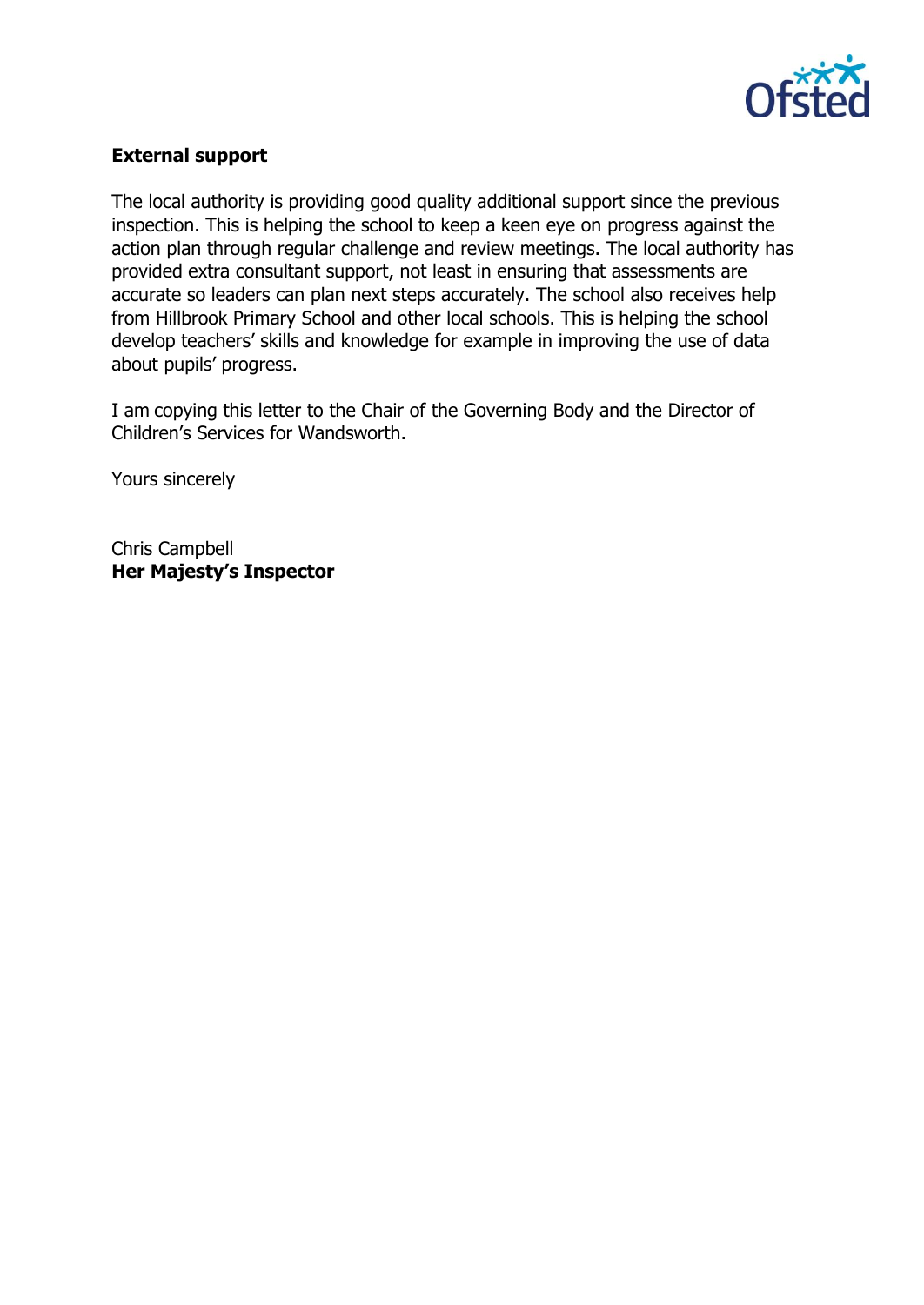**External support**

The local authority is providing good quality additional support since the previous inspection. This is helping the school to keep a keen eye on progress against the action plan through regular challenge and review meetings. The local authority has provided extra consultant support, not least in ensuring that assessments are accurate so leaders can plan next steps accurately. The school also receives help from Hillbrook Primary School and other local schools. This is helping the school develop teachers' skills and knowledge for example in improving the use of data about pupils' progress.

I am copying this letter to the Chair of the Governing Body and the Director of Children's Services for Wandsworth.

Yours sincerely

Chris Campbell
**Her Majesty's Inspector**